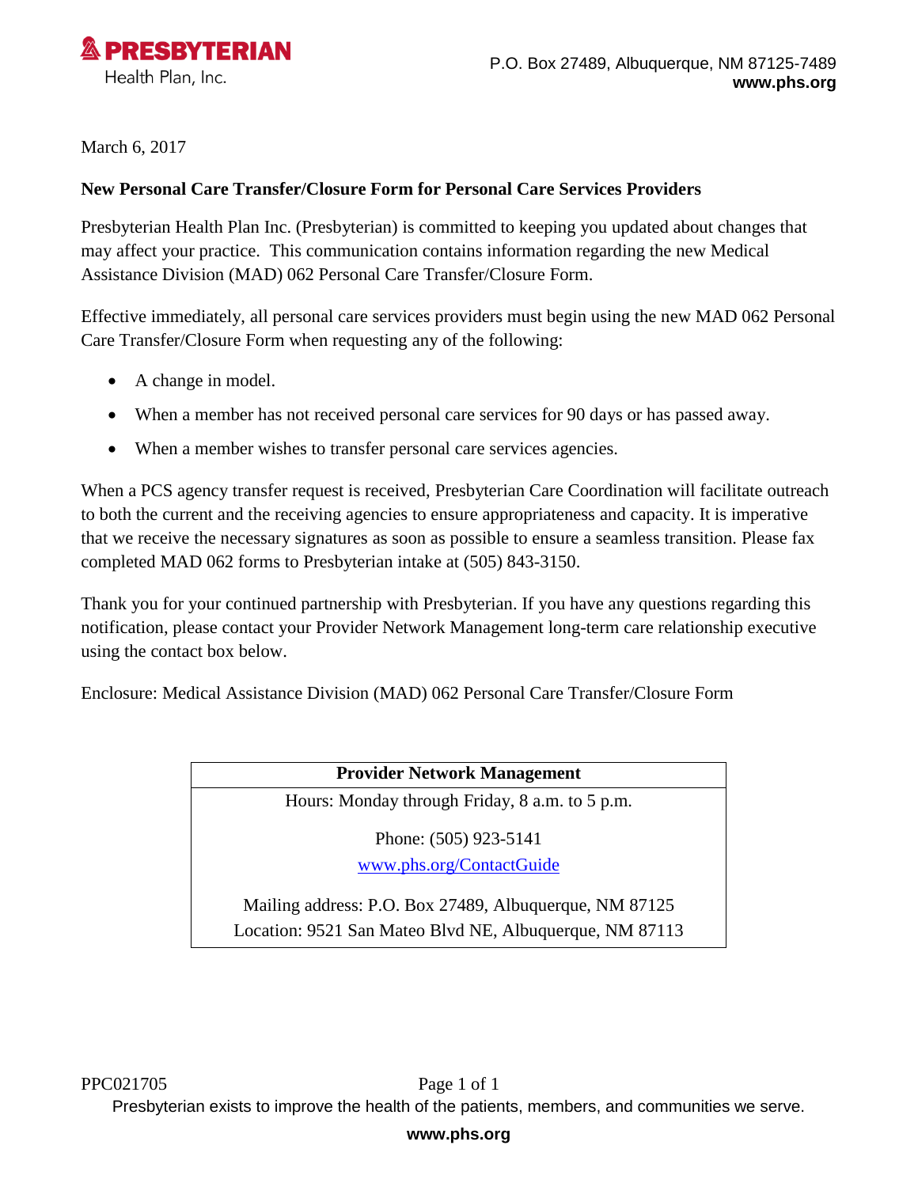**PRESBYTERIAN**
Health Plan, Inc.

P.O. Box 27489, Albuquerque, NM 87125-7489
**www.phs.org**

March 6, 2017

**New Personal Care Transfer/Closure Form for Personal Care Services Providers**

Presbyterian Health Plan Inc. (Presbyterian) is committed to keeping you updated about changes that may affect your practice. This communication contains information regarding the new Medical Assistance Division (MAD) 062 Personal Care Transfer/Closure Form.

Effective immediately, all personal care services providers must begin using the new MAD 062 Personal Care Transfer/Closure Form when requesting any of the following:

- A change in model.
- When a member has not received personal care services for 90 days or has passed away.
- When a member wishes to transfer personal care services agencies.

When a PCS agency transfer request is received, Presbyterian Care Coordination will facilitate outreach to both the current and the receiving agencies to ensure appropriateness and capacity. It is imperative that we receive the necessary signatures as soon as possible to ensure a seamless transition. Please fax completed MAD 062 forms to Presbyterian intake at (505) 843-3150.

Thank you for your continued partnership with Presbyterian. If you have any questions regarding this notification, please contact your Provider Network Management long-term care relationship executive using the contact box below.

Enclosure: Medical Assistance Division (MAD) 062 Personal Care Transfer/Closure Form

| **Provider Network Management** |
| --- |
| Hours: Monday through Friday, 8 a.m. to 5 p.m.<br><br>Phone: (505) 923-5141<br>[www.phs.org/ContactGuide](www.phs.org/ContactGuide)<br><br>Mailing address: P.O. Box 27489, Albuquerque, NM 87125<br>Location: 9521 San Mateo Blvd NE, Albuquerque, NM 87113 |

PPC021705

Presbyterian exists to improve the health of the patients, members, and communities we serve.

**www.phs.org**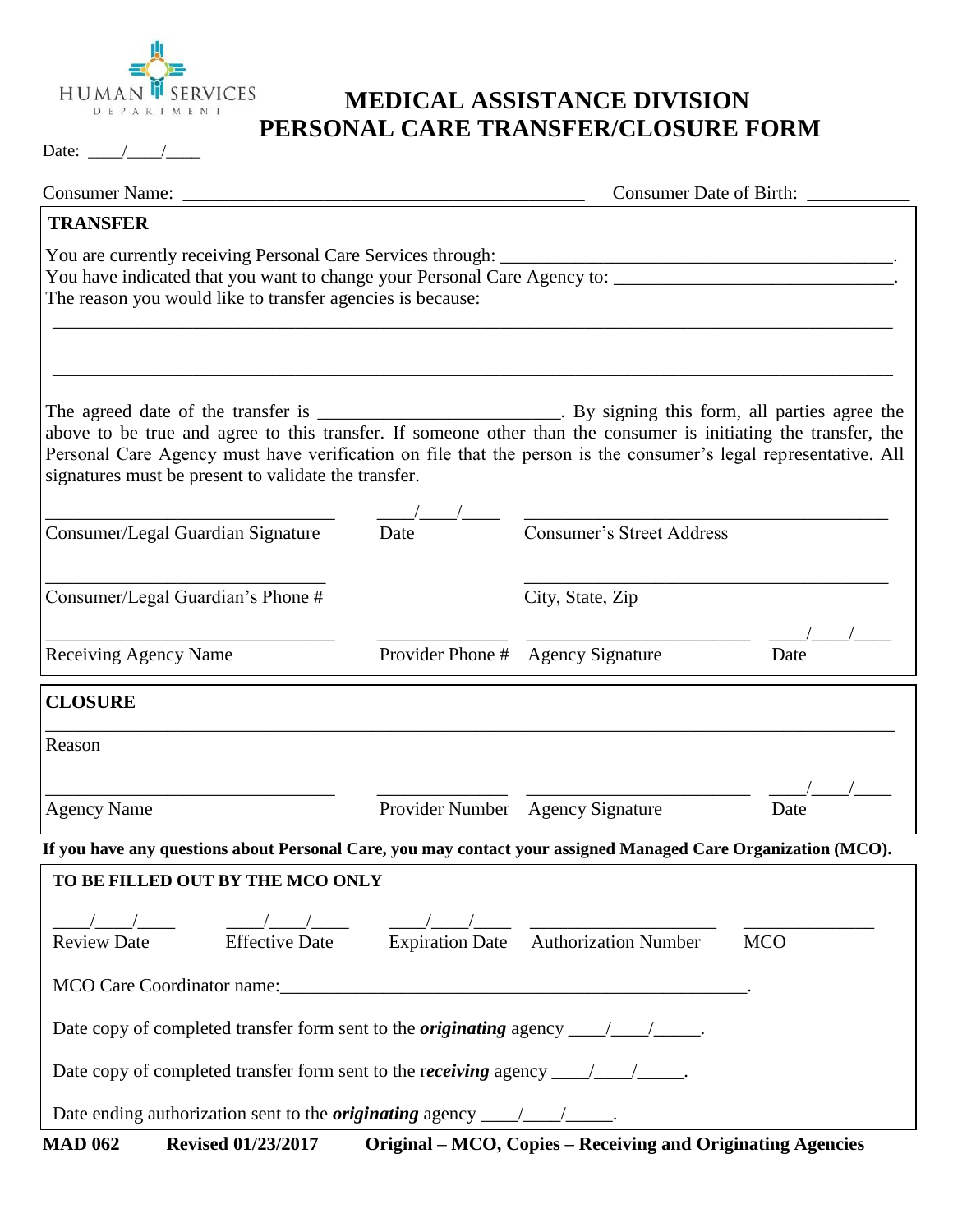HUMAN SERVICES DEPARTMENT

# MEDICAL ASSISTANCE DIVISION
# PERSONAL CARE TRANSFER/CLOSURE FORM

Date: ____/____/____

Consumer Name: ____________________________________________ Consumer Date of Birth: ___________

## TRANSFER

You are currently receiving Personal Care Services through: __________________________________________.
You have indicated that you want to change your Personal Care Agency to: ______________________________.
The reason you would like to transfer agencies is because:

________________________________________________________________________________________

________________________________________________________________________________________

The agreed date of the transfer is _________________________. By signing this form, all parties agree the above to be true and agree to this transfer. If someone other than the consumer is initiating the transfer, the Personal Care Agency must have verification on file that the person is the consumer's legal representative. All signatures must be present to validate the transfer.

________________________________ ____/____/____ ________________________________________
Consumer/Legal Guardian Signature Date Consumer's Street Address

________________________________ ________________________________________
Consumer/Legal Guardian's Phone # City, State, Zip

________________________________ ______________ ______________________ ____/____/____
Receiving Agency Name Provider Phone # Agency Signature Date

## CLOSURE

________________________________________________________________________________________
Reason

________________________________ ______________ ______________________ ____/____/____
Agency Name Provider Number Agency Signature Date

**If you have any questions about Personal Care, you may contact your assigned Managed Care Organization (MCO).**

**TO BE FILLED OUT BY THE MCO ONLY**

____/____/____ ____/____/____ ____/____/____ ____________________ ______________
Review Date Effective Date Expiration Date Authorization Number MCO

MCO Care Coordinator name:__________________________________________________.

Date copy of completed transfer form sent to the ***originating*** agency ____/____/_____.

Date copy of completed transfer form sent to the r***eceiving*** agency ____/____/_____.

Date ending authorization sent to the ***originating*** agency ____/____/_____.

**MAD 062 Revised 01/23/2017 Original – MCO, Copies – Receiving and Originating Agencies**